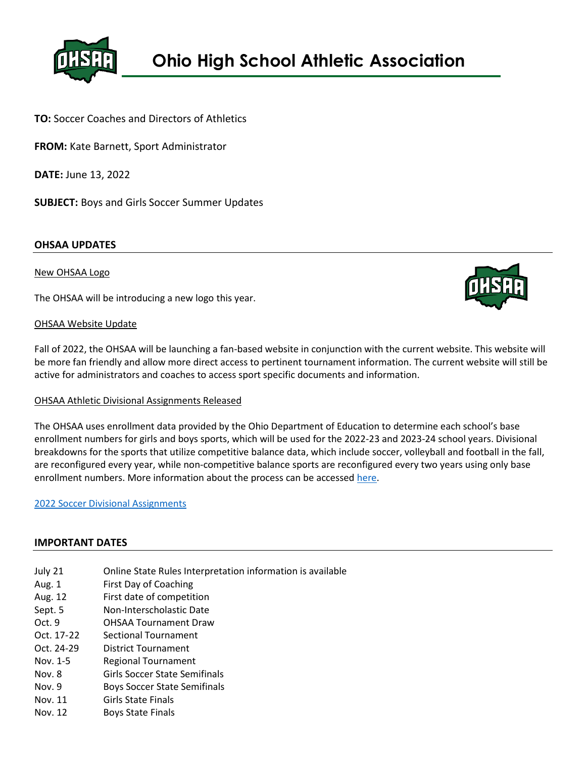# Ohio High School Athletic Association

**TO:** Soccer Coaches and Directors of Athletics

**FROM:** Kate Barnett, Sport Administrator

**DATE:** June 13, 2022

**SUBJECT:** Boys and Girls Soccer Summer Updates

## OHSAA UPDATES

New OHSAA Logo

The OHSAA will be introducing a new logo this year.

OHSAA Website Update

Fall of 2022, the OHSAA will be launching a fan-based website in conjunction with the current website. This website will be more fan friendly and allow more direct access to pertinent tournament information. The current website will still be active for administrators and coaches to access sport specific documents and information.

OHSAA Athletic Divisional Assignments Released

The OHSAA uses enrollment data provided by the Ohio Department of Education to determine each school's base enrollment numbers for girls and boys sports, which will be used for the 2022-23 and 2023-24 school years. Divisional breakdowns for the sports that utilize competitive balance data, which include soccer, volleyball and football in the fall, are reconfigured every year, while non-competitive balance sports are reconfigured every two years using only base enrollment numbers. More information about the process can be accessed here.

2022 Soccer Divisional Assignments

## IMPORTANT DATES

| | |
|---|---|
| July 21 | Online State Rules Interpretation information is available |
| Aug. 1 | First Day of Coaching |
| Aug. 12 | First date of competition |
| Sept. 5 | Non-Interscholastic Date |
| Oct. 9 | OHSAA Tournament Draw |
| Oct. 17-22 | Sectional Tournament |
| Oct. 24-29 | District Tournament |
| Nov. 1-5 | Regional Tournament |
| Nov. 8 | Girls Soccer State Semifinals |
| Nov. 9 | Boys Soccer State Semifinals |
| Nov. 11 | Girls State Finals |
| Nov. 12 | Boys State Finals |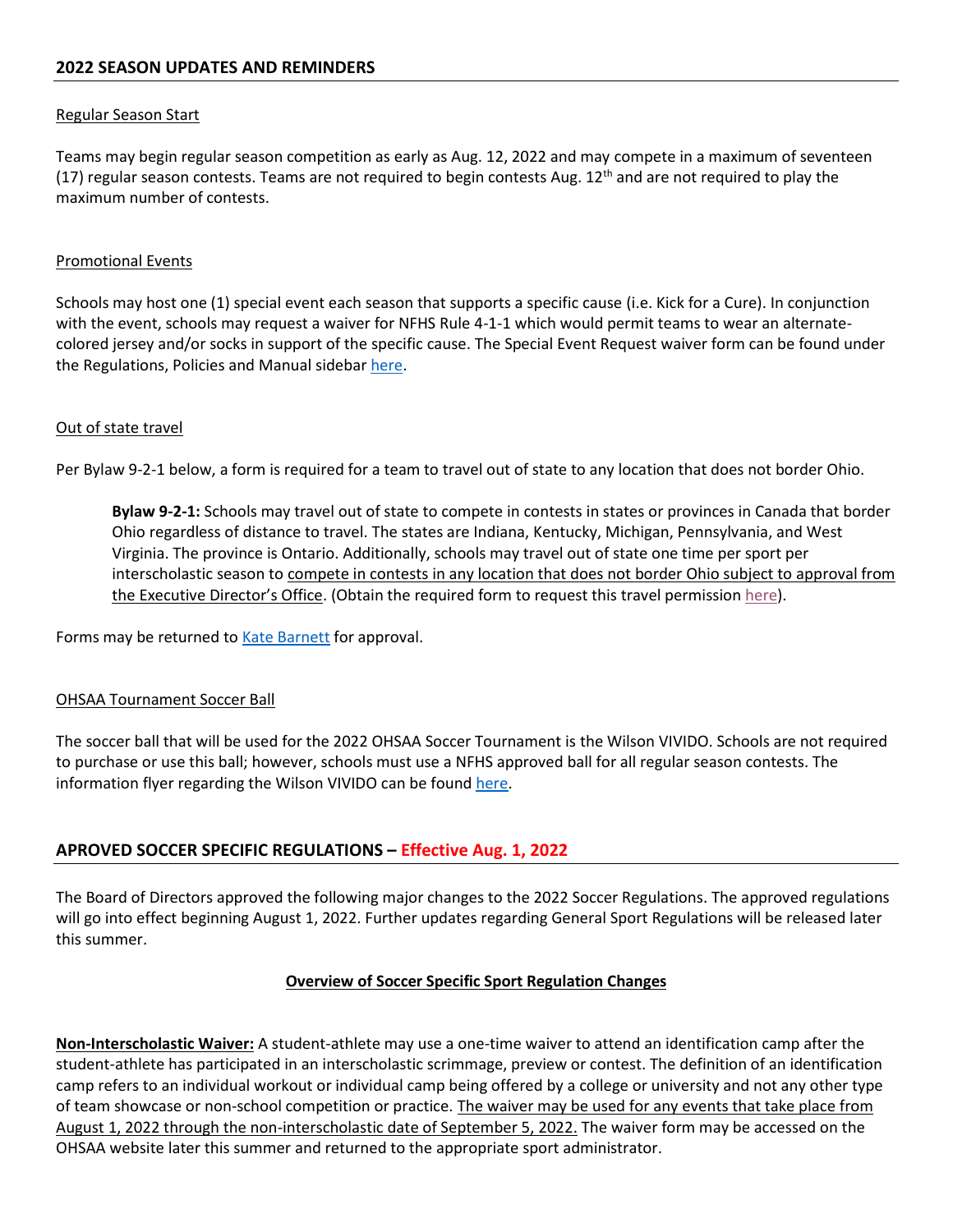## 2022 SEASON UPDATES AND REMINDERS

Regular Season Start

Teams may begin regular season competition as early as Aug. 12, 2022 and may compete in a maximum of seventeen (17) regular season contests. Teams are not required to begin contests Aug. 12th and are not required to play the maximum number of contests.

Promotional Events

Schools may host one (1) special event each season that supports a specific cause (i.e. Kick for a Cure). In conjunction with the event, schools may request a waiver for NFHS Rule 4-1-1 which would permit teams to wear an alternate-colored jersey and/or socks in support of the specific cause. The Special Event Request waiver form can be found under the Regulations, Policies and Manual sidebar here.

Out of state travel

Per Bylaw 9-2-1 below, a form is required for a team to travel out of state to any location that does not border Ohio.

> **Bylaw 9-2-1:** Schools may travel out of state to compete in contests in states or provinces in Canada that border Ohio regardless of distance to travel. The states are Indiana, Kentucky, Michigan, Pennsylvania, and West Virginia. The province is Ontario. Additionally, schools may travel out of state one time per sport per interscholastic season to compete in contests in any location that does not border Ohio subject to approval from the Executive Director's Office. (Obtain the required form to request this travel permission here).

Forms may be returned to Kate Barnett for approval.

OHSAA Tournament Soccer Ball

The soccer ball that will be used for the 2022 OHSAA Soccer Tournament is the Wilson VIVIDO. Schools are not required to purchase or use this ball; however, schools must use a NFHS approved ball for all regular season contests. The information flyer regarding the Wilson VIVIDO can be found here.

## APROVED SOCCER SPECIFIC REGULATIONS – Effective Aug. 1, 2022

The Board of Directors approved the following major changes to the 2022 Soccer Regulations. The approved regulations will go into effect beginning August 1, 2022. Further updates regarding General Sport Regulations will be released later this summer.

**Overview of Soccer Specific Sport Regulation Changes**

**Non-Interscholastic Waiver:** A student-athlete may use a one-time waiver to attend an identification camp after the student-athlete has participated in an interscholastic scrimmage, preview or contest. The definition of an identification camp refers to an individual workout or individual camp being offered by a college or university and not any other type of team showcase or non-school competition or practice. The waiver may be used for any events that take place from August 1, 2022 through the non-interscholastic date of September 5, 2022. The waiver form may be accessed on the OHSAA website later this summer and returned to the appropriate sport administrator.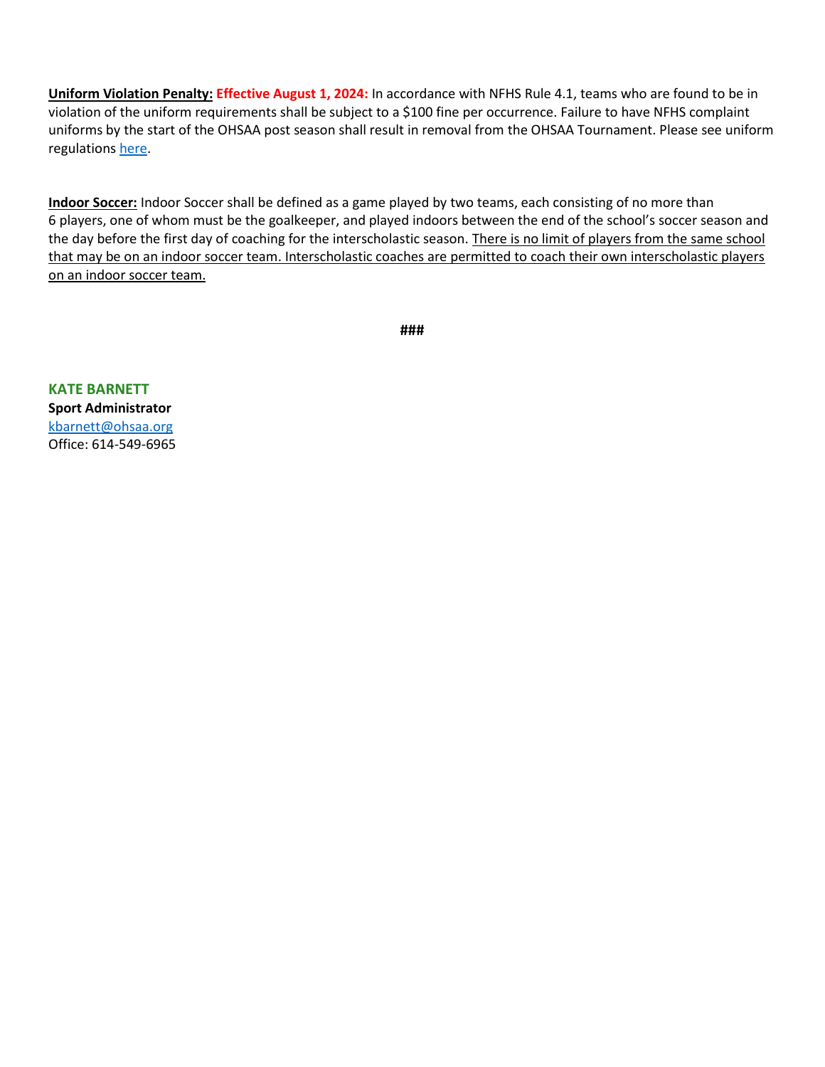**Uniform Violation Penalty:** **Effective August 1, 2024:** In accordance with NFHS Rule 4.1, teams who are found to be in violation of the uniform requirements shall be subject to a $100 fine per occurrence. Failure to have NFHS complaint uniforms by the start of the OHSAA post season shall result in removal from the OHSAA Tournament. Please see uniform regulations here.

**Indoor Soccer:** Indoor Soccer shall be defined as a game played by two teams, each consisting of no more than 6 players, one of whom must be the goalkeeper, and played indoors between the end of the school's soccer season and the day before the first day of coaching for the interscholastic season. There is no limit of players from the same school that may be on an indoor soccer team. Interscholastic coaches are permitted to coach their own interscholastic players on an indoor soccer team.

**###**

**KATE BARNETT**
**Sport Administrator**
kbarnett@ohsaa.org
Office: 614-549-6965